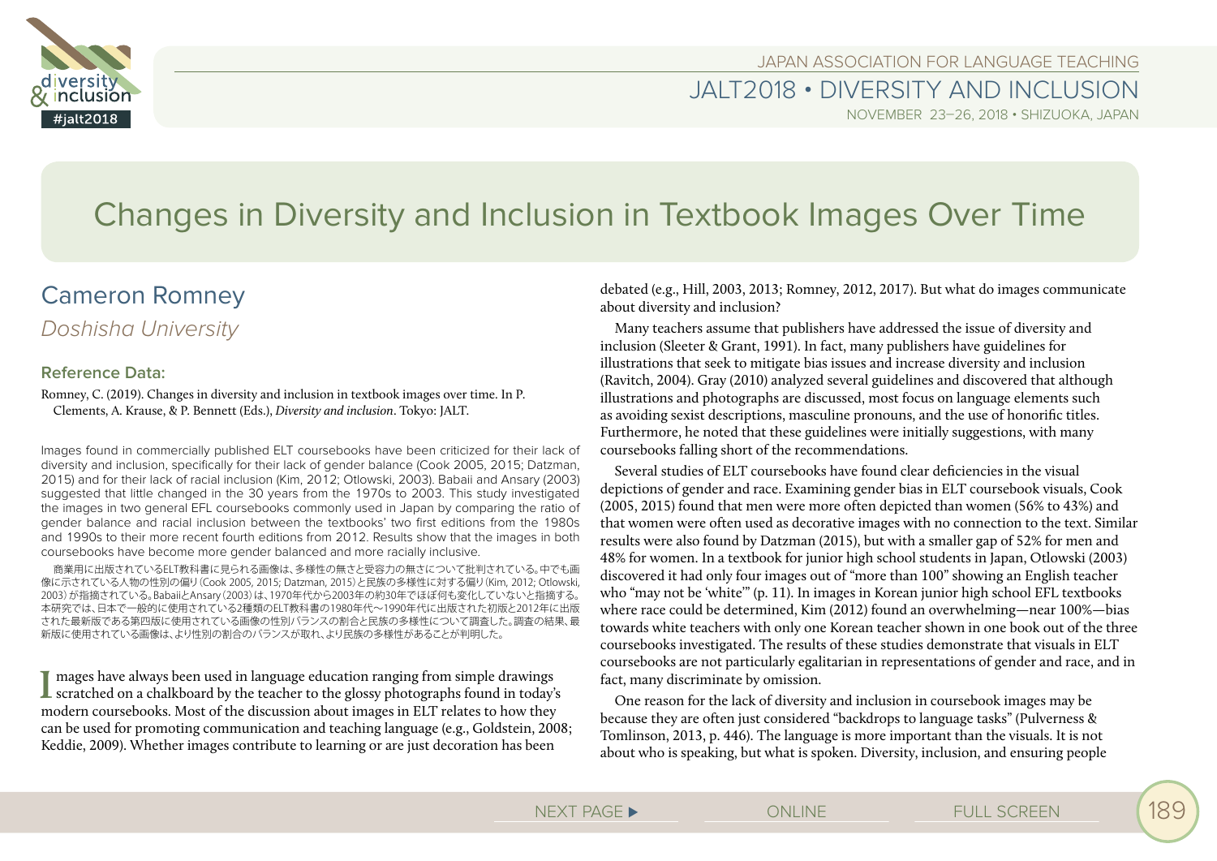# Changes in Diversity and Inclusion in Textbook Images Over Time

## Cameron Romney

*Doshisha University*

### Reference Data:

Romney, C. (2019). Changes in diversity and inclusion in textbook images over time. In P. Clements, A. Krause, & P. Bennett (Eds.), *Diversity and inclusion*. Tokyo: JALT.

Images found in commercially published ELT coursebooks have been criticized for their lack of diversity and inclusion, specifically for their lack of gender balance (Cook 2005, 2015; Datzman, 2015) and for their lack of racial inclusion (Kim, 2012; Otlowski, 2003). Babaii and Ansary (2003) suggested that little changed in the 30 years from the 1970s to 2003. This study investigated the images in two general EFL coursebooks commonly used in Japan by comparing the ratio of gender balance and racial inclusion between the textbooks' two first editions from the 1980s and 1990s to their more recent fourth editions from 2012. Results show that the images in both coursebooks have become more gender balanced and more racially inclusive.

商業用に出版されているELT教科書に見られる画像は、多様性の無さと受容力の無さについて批判されている。中でも画像に示されている人物の性別の偏り(Cook 2005, 2015; Datzman, 2015)と民族の多様性に対する偏り(Kim, 2012; Otlowski, 2003)が指摘されている。BabaiiとAnsary(2003)は、1970年代から2003年の約30年でほぼ何も変化していないと指摘する。本研究では、日本で一般的に使用されている2種類のELT教科書の1980年代～1990年代に出版された初版と2012年に出版された最新版である第四版に使用されている画像の性別バランスの割合と民族の多様性について調査した。調査の結果、最新版に使用されている画像は、より性別の割合のバランスが取れ、より民族の多様性があることが判明した。

Images have always been used in language education ranging from simple drawings scratched on a chalkboard by the teacher to the glossy photographs found in today's modern coursebooks. Most of the discussion about images in ELT relates to how they can be used for promoting communication and teaching language (e.g., Goldstein, 2008; Keddie, 2009). Whether images contribute to learning or are just decoration has been debated (e.g., Hill, 2003, 2013; Romney, 2012, 2017). But what do images communicate about diversity and inclusion?

Many teachers assume that publishers have addressed the issue of diversity and inclusion (Sleeter & Grant, 1991). In fact, many publishers have guidelines for illustrations that seek to mitigate bias issues and increase diversity and inclusion (Ravitch, 2004). Gray (2010) analyzed several guidelines and discovered that although illustrations and photographs are discussed, most focus on language elements such as avoiding sexist descriptions, masculine pronouns, and the use of honorific titles. Furthermore, he noted that these guidelines were initially suggestions, with many coursebooks falling short of the recommendations.

Several studies of ELT coursebooks have found clear deficiencies in the visual depictions of gender and race. Examining gender bias in ELT coursebook visuals, Cook (2005, 2015) found that men were more often depicted than women (56% to 43%) and that women were often used as decorative images with no connection to the text. Similar results were also found by Datzman (2015), but with a smaller gap of 52% for men and 48% for women. In a textbook for junior high school students in Japan, Otlowski (2003) discovered it had only four images out of "more than 100" showing an English teacher who "may not be 'white'" (p. 11). In images in Korean junior high school EFL textbooks where race could be determined, Kim (2012) found an overwhelming—near 100%—bias towards white teachers with only one Korean teacher shown in one book out of the three coursebooks investigated. The results of these studies demonstrate that visuals in ELT coursebooks are not particularly egalitarian in representations of gender and race, and in fact, many discriminate by omission.

One reason for the lack of diversity and inclusion in coursebook images may be because they are often just considered "backdrops to language tasks" (Pulverness & Tomlinson, 2013, p. 446). The language is more important than the visuals. It is not about who is speaking, but what is spoken. Diversity, inclusion, and ensuring people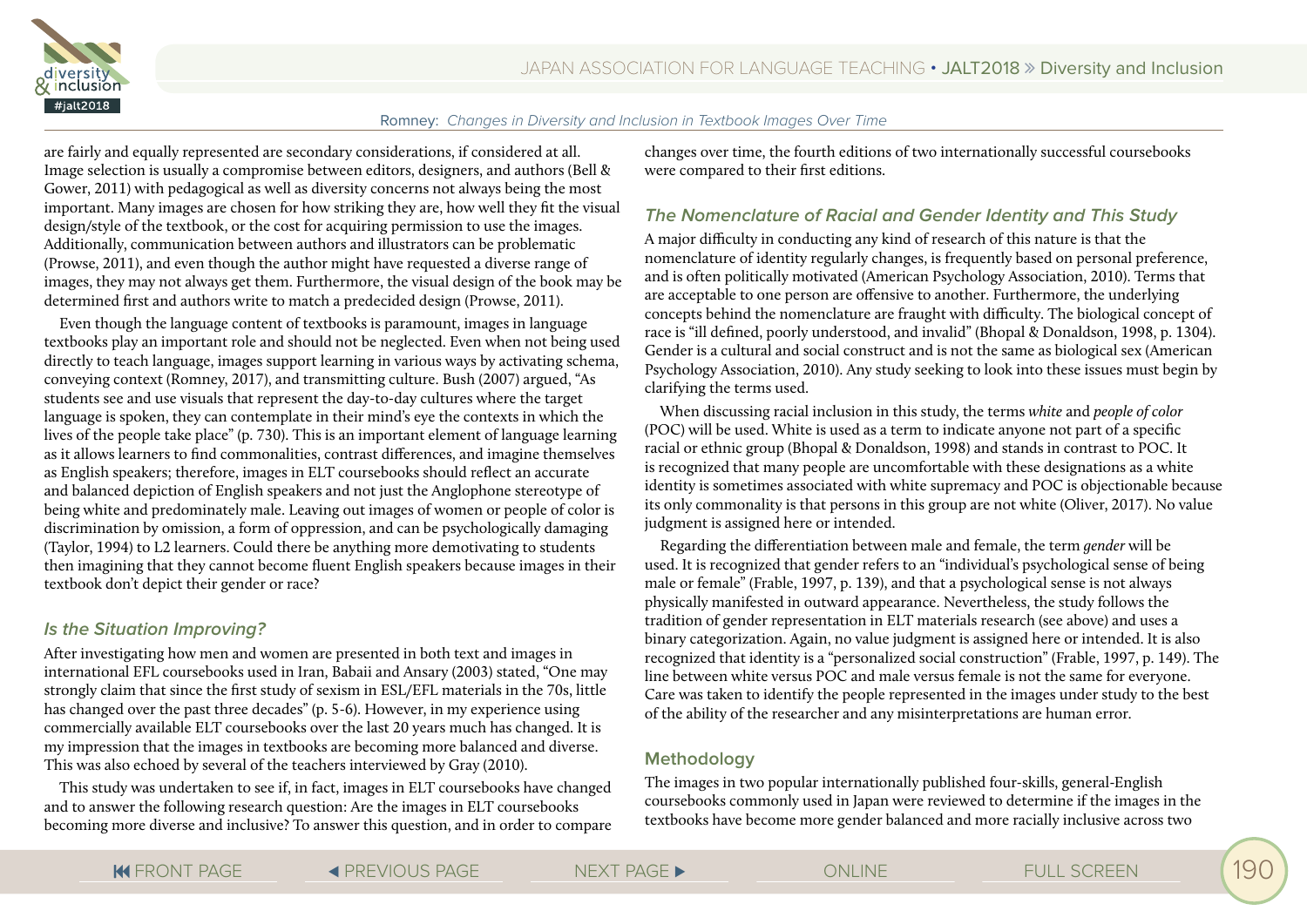are fairly and equally represented are secondary considerations, if considered at all. Image selection is usually a compromise between editors, designers, and authors (Bell & Gower, 2011) with pedagogical as well as diversity concerns not always being the most important. Many images are chosen for how striking they are, how well they fit the visual design/style of the textbook, or the cost for acquiring permission to use the images. Additionally, communication between authors and illustrators can be problematic (Prowse, 2011), and even though the author might have requested a diverse range of images, they may not always get them. Furthermore, the visual design of the book may be determined first and authors write to match a predecided design (Prowse, 2011).

Even though the language content of textbooks is paramount, images in language textbooks play an important role and should not be neglected. Even when not being used directly to teach language, images support learning in various ways by activating schema, conveying context (Romney, 2017), and transmitting culture. Bush (2007) argued, "As students see and use visuals that represent the day-to-day cultures where the target language is spoken, they can contemplate in their mind's eye the contexts in which the lives of the people take place" (p. 730). This is an important element of language learning as it allows learners to find commonalities, contrast differences, and imagine themselves as English speakers; therefore, images in ELT coursebooks should reflect an accurate and balanced depiction of English speakers and not just the Anglophone stereotype of being white and predominately male. Leaving out images of women or people of color is discrimination by omission, a form of oppression, and can be psychologically damaging (Taylor, 1994) to L2 learners. Could there be anything more demotivating to students then imagining that they cannot become fluent English speakers because images in their textbook don't depict their gender or race?

### Is the Situation Improving?

After investigating how men and women are presented in both text and images in international EFL coursebooks used in Iran, Babaii and Ansary (2003) stated, "One may strongly claim that since the first study of sexism in ESL/EFL materials in the 70s, little has changed over the past three decades" (p. 5-6). However, in my experience using commercially available ELT coursebooks over the last 20 years much has changed. It is my impression that the images in textbooks are becoming more balanced and diverse. This was also echoed by several of the teachers interviewed by Gray (2010).

This study was undertaken to see if, in fact, images in ELT coursebooks have changed and to answer the following research question: Are the images in ELT coursebooks becoming more diverse and inclusive? To answer this question, and in order to compare changes over time, the fourth editions of two internationally successful coursebooks were compared to their first editions.

### The Nomenclature of Racial and Gender Identity and This Study

A major difficulty in conducting any kind of research of this nature is that the nomenclature of identity regularly changes, is frequently based on personal preference, and is often politically motivated (American Psychology Association, 2010). Terms that are acceptable to one person are offensive to another. Furthermore, the underlying concepts behind the nomenclature are fraught with difficulty. The biological concept of race is "ill defined, poorly understood, and invalid" (Bhopal & Donaldson, 1998, p. 1304). Gender is a cultural and social construct and is not the same as biological sex (American Psychology Association, 2010). Any study seeking to look into these issues must begin by clarifying the terms used.

When discussing racial inclusion in this study, the terms *white* and *people of color* (POC) will be used. White is used as a term to indicate anyone not part of a specific racial or ethnic group (Bhopal & Donaldson, 1998) and stands in contrast to POC. It is recognized that many people are uncomfortable with these designations as a white identity is sometimes associated with white supremacy and POC is objectionable because its only commonality is that persons in this group are not white (Oliver, 2017). No value judgment is assigned here or intended.

Regarding the differentiation between male and female, the term *gender* will be used. It is recognized that gender refers to an "individual's psychological sense of being male or female" (Frable, 1997, p. 139), and that a psychological sense is not always physically manifested in outward appearance. Nevertheless, the study follows the tradition of gender representation in ELT materials research (see above) and uses a binary categorization. Again, no value judgment is assigned here or intended. It is also recognized that identity is a "personalized social construction" (Frable, 1997, p. 149). The line between white versus POC and male versus female is not the same for everyone. Care was taken to identify the people represented in the images under study to the best of the ability of the researcher and any misinterpretations are human error.

## Methodology

The images in two popular internationally published four-skills, general-English coursebooks commonly used in Japan were reviewed to determine if the images in the textbooks have become more gender balanced and more racially inclusive across two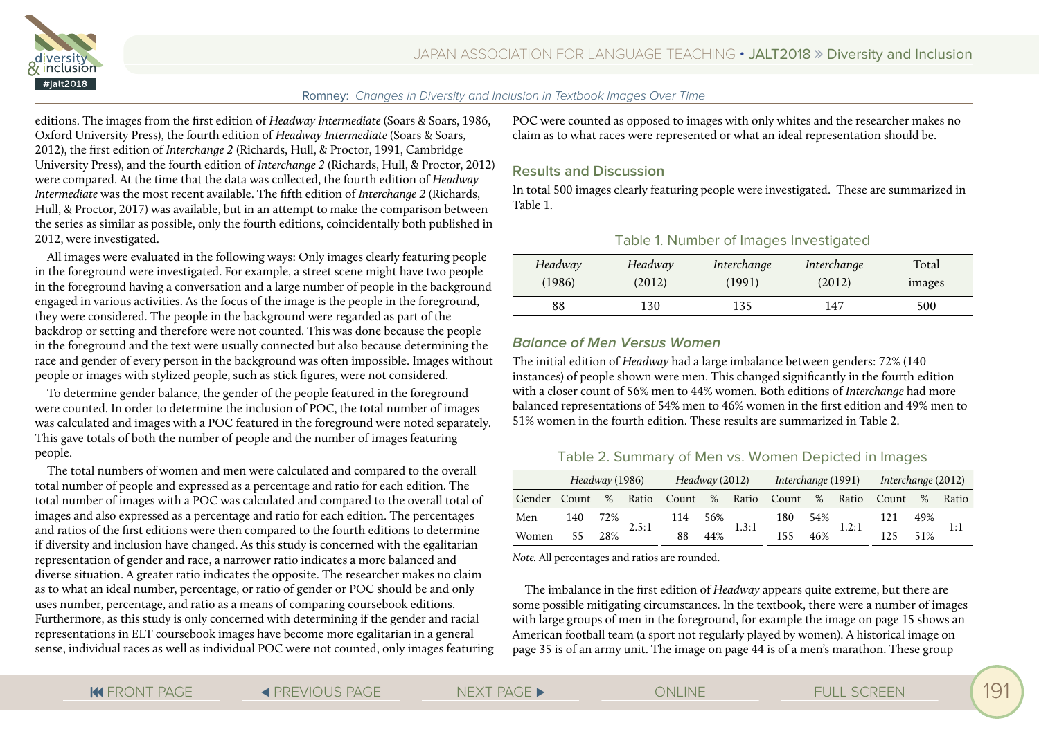editions. The images from the first edition of *Headway Intermediate* (Soars & Soars, 1986, Oxford University Press), the fourth edition of *Headway Intermediate* (Soars & Soars, 2012), the first edition of *Interchange 2* (Richards, Hull, & Proctor, 1991, Cambridge University Press), and the fourth edition of *Interchange 2* (Richards, Hull, & Proctor, 2012) were compared. At the time that the data was collected, the fourth edition of *Headway Intermediate* was the most recent available. The fifth edition of *Interchange 2* (Richards, Hull, & Proctor, 2017) was available, but in an attempt to make the comparison between the series as similar as possible, only the fourth editions, coincidentally both published in 2012, were investigated.

All images were evaluated in the following ways: Only images clearly featuring people in the foreground were investigated. For example, a street scene might have two people in the foreground having a conversation and a large number of people in the background engaged in various activities. As the focus of the image is the people in the foreground, they were considered. The people in the background were regarded as part of the backdrop or setting and therefore were not counted. This was done because the people in the foreground and the text were usually connected but also because determining the race and gender of every person in the background was often impossible. Images without people or images with stylized people, such as stick figures, were not considered.

To determine gender balance, the gender of the people featured in the foreground were counted. In order to determine the inclusion of POC, the total number of images was calculated and images with a POC featured in the foreground were noted separately. This gave totals of both the number of people and the number of images featuring people.

The total numbers of women and men were calculated and compared to the overall total number of people and expressed as a percentage and ratio for each edition. The total number of images with a POC was calculated and compared to the overall total of images and also expressed as a percentage and ratio for each edition. The percentages and ratios of the first editions were then compared to the fourth editions to determine if diversity and inclusion have changed. As this study is concerned with the egalitarian representation of gender and race, a narrower ratio indicates a more balanced and diverse situation. A greater ratio indicates the opposite. The researcher makes no claim as to what an ideal number, percentage, or ratio of gender or POC should be and only uses number, percentage, and ratio as a means of comparing coursebook editions. Furthermore, as this study is only concerned with determining if the gender and racial representations in ELT coursebook images have become more egalitarian in a general sense, individual races as well as individual POC were not counted, only images featuring POC were counted as opposed to images with only whites and the researcher makes no claim as to what races were represented or what an ideal representation should be.

## Results and Discussion

In total 500 images clearly featuring people were investigated. These are summarized in Table 1.

Table 1. Number of Images Investigated

| *Headway* (1986) | *Headway* (2012) | *Interchange* (1991) | *Interchange* (2012) | Total images |
|---|---|---|---|---|
| 88 | 130 | 135 | 147 | 500 |

### *Balance of Men Versus Women*

The initial edition of *Headway* had a large imbalance between genders: 72% (140 instances) of people shown were men. This changed significantly in the fourth edition with a closer count of 56% men to 44% women. Both editions of *Interchange* had more balanced representations of 54% men to 46% women in the first edition and 49% men to 51% women in the fourth edition. These results are summarized in Table 2.

Table 2. Summary of Men vs. Women Depicted in Images

| | *Headway* (1986) | | | *Headway* (2012) | | | *Interchange* (1991) | | | *Interchange* (2012) | | |
|---|---|---|---|---|---|---|---|---|---|---|---|---|
| Gender | Count | % | Ratio | Count | % | Ratio | Count | % | Ratio | Count | % | Ratio |
| Men | 140 | 72% | 2.5:1 | 114 | 56% | 1.3:1 | 180 | 54% | 1.2:1 | 121 | 49% | 1:1 |
| Women | 55 | 28% | | 88 | 44% | | 155 | 46% | | 125 | 51% | |

*Note.* All percentages and ratios are rounded.

The imbalance in the first edition of *Headway* appears quite extreme, but there are some possible mitigating circumstances. In the textbook, there were a number of images with large groups of men in the foreground, for example the image on page 15 shows an American football team (a sport not regularly played by women). A historical image on page 35 is of an army unit. The image on page 44 is of a men's marathon. These group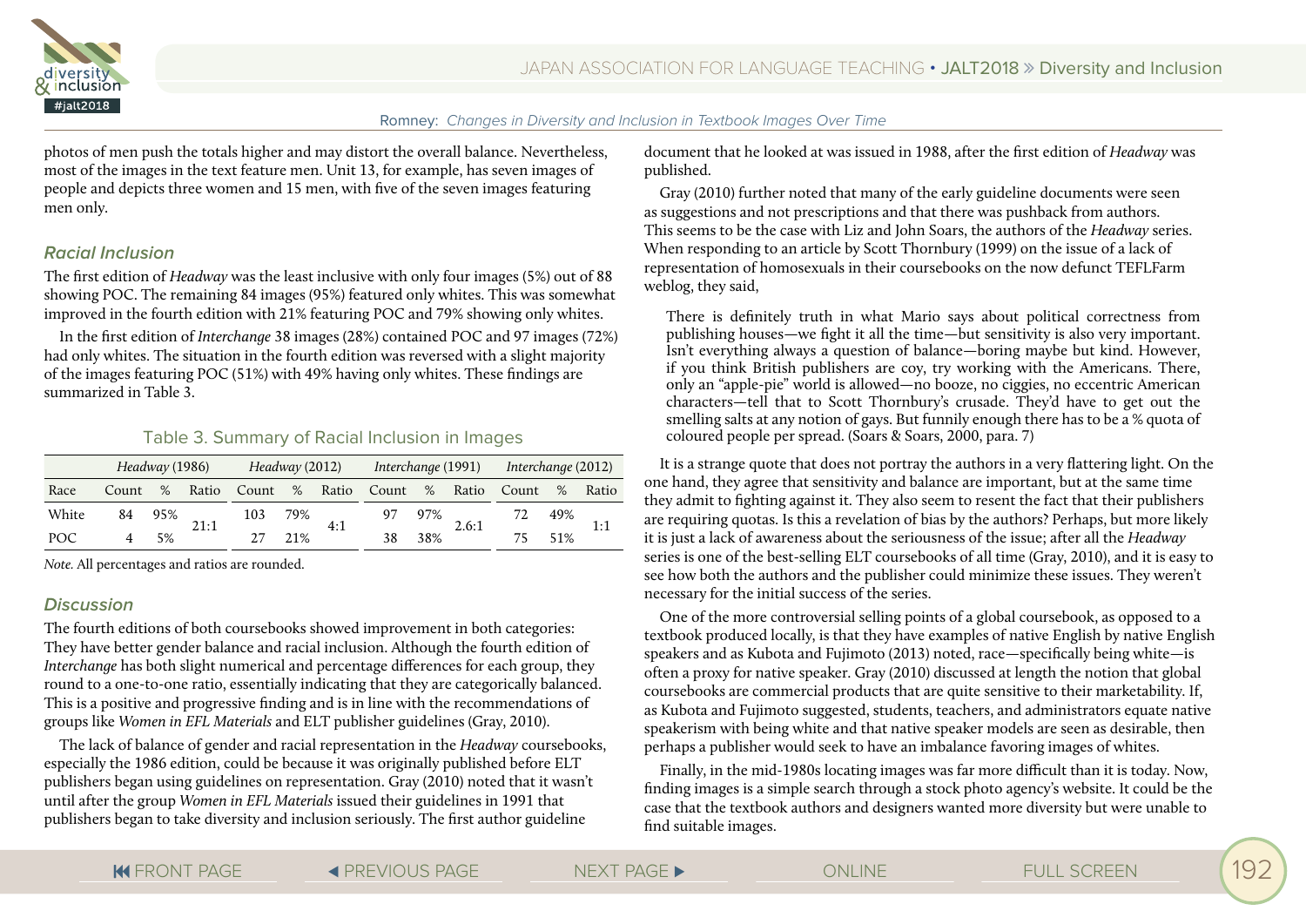photos of men push the totals higher and may distort the overall balance. Nevertheless, most of the images in the text feature men. Unit 13, for example, has seven images of people and depicts three women and 15 men, with five of the seven images featuring men only.

### *Racial Inclusion*

The first edition of *Headway* was the least inclusive with only four images (5%) out of 88 showing POC. The remaining 84 images (95%) featured only whites. This was somewhat improved in the fourth edition with 21% featuring POC and 79% showing only whites.

In the first edition of *Interchange* 38 images (28%) contained POC and 97 images (72%) had only whites. The situation in the fourth edition was reversed with a slight majority of the images featuring POC (51%) with 49% having only whites. These findings are summarized in Table 3.

Table 3. Summary of Racial Inclusion in Images

| | *Headway* (1986) | | | *Headway* (2012) | | | *Interchange* (1991) | | | *Interchange* (2012) | | |
|---|---|---|---|---|---|---|---|---|---|---|---|---|
| Race | Count | % | Ratio | Count | % | Ratio | Count | % | Ratio | Count | % | Ratio |
| White | 84 | 95% | 21:1 | 103 | 79% | 4:1 | 97 | 97% | 2.6:1 | 72 | 49% | 1:1 |
| POC | 4 | 5% | | 27 | 21% | | 38 | 38% | | 75 | 51% | |

*Note.* All percentages and ratios are rounded.

### *Discussion*

The fourth editions of both coursebooks showed improvement in both categories: They have better gender balance and racial inclusion. Although the fourth edition of *Interchange* has both slight numerical and percentage differences for each group, they round to a one-to-one ratio, essentially indicating that they are categorically balanced. This is a positive and progressive finding and is in line with the recommendations of groups like *Women in EFL Materials* and ELT publisher guidelines (Gray, 2010).

The lack of balance of gender and racial representation in the *Headway* coursebooks, especially the 1986 edition, could be because it was originally published before ELT publishers began using guidelines on representation. Gray (2010) noted that it wasn't until after the group *Women in EFL Materials* issued their guidelines in 1991 that publishers began to take diversity and inclusion seriously. The first author guideline document that he looked at was issued in 1988, after the first edition of *Headway* was published.

Gray (2010) further noted that many of the early guideline documents were seen as suggestions and not prescriptions and that there was pushback from authors. This seems to be the case with Liz and John Soars, the authors of the *Headway* series. When responding to an article by Scott Thornbury (1999) on the issue of a lack of representation of homosexuals in their coursebooks on the now defunct TEFLFarm weblog, they said,

> There is definitely truth in what Mario says about political correctness from publishing houses—we fight it all the time—but sensitivity is also very important. Isn't everything always a question of balance—boring maybe but kind. However, if you think British publishers are coy, try working with the Americans. There, only an "apple-pie" world is allowed—no booze, no ciggies, no eccentric American characters—tell that to Scott Thornbury's crusade. They'd have to get out the smelling salts at any notion of gays. But funnily enough there has to be a % quota of coloured people per spread. (Soars & Soars, 2000, para. 7)

It is a strange quote that does not portray the authors in a very flattering light. On the one hand, they agree that sensitivity and balance are important, but at the same time they admit to fighting against it. They also seem to resent the fact that their publishers are requiring quotas. Is this a revelation of bias by the authors? Perhaps, but more likely it is just a lack of awareness about the seriousness of the issue; after all the *Headway* series is one of the best-selling ELT coursebooks of all time (Gray, 2010), and it is easy to see how both the authors and the publisher could minimize these issues. They weren't necessary for the initial success of the series.

One of the more controversial selling points of a global coursebook, as opposed to a textbook produced locally, is that they have examples of native English by native English speakers and as Kubota and Fujimoto (2013) noted, race—specifically being white—is often a proxy for native speaker. Gray (2010) discussed at length the notion that global coursebooks are commercial products that are quite sensitive to their marketability. If, as Kubota and Fujimoto suggested, students, teachers, and administrators equate native speakerism with being white and that native speaker models are seen as desirable, then perhaps a publisher would seek to have an imbalance favoring images of whites.

Finally, in the mid-1980s locating images was far more difficult than it is today. Now, finding images is a simple search through a stock photo agency's website. It could be the case that the textbook authors and designers wanted more diversity but were unable to find suitable images.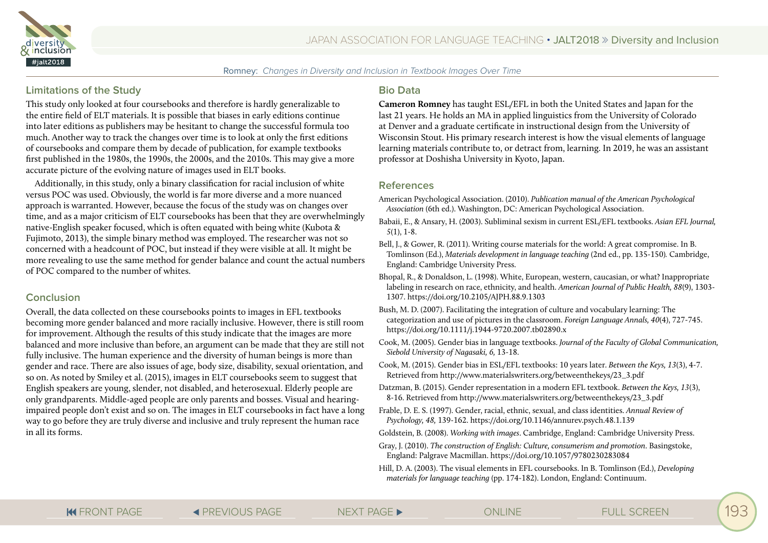## Limitations of the Study

This study only looked at four coursebooks and therefore is hardly generalizable to the entire field of ELT materials. It is possible that biases in early editions continue into later editions as publishers may be hesitant to change the successful formula too much. Another way to track the changes over time is to look at only the first editions of coursebooks and compare them by decade of publication, for example textbooks first published in the 1980s, the 1990s, the 2000s, and the 2010s. This may give a more accurate picture of the evolving nature of images used in ELT books.

Additionally, in this study, only a binary classification for racial inclusion of white versus POC was used. Obviously, the world is far more diverse and a more nuanced approach is warranted. However, because the focus of the study was on changes over time, and as a major criticism of ELT coursebooks has been that they are overwhelmingly native-English speaker focused, which is often equated with being white (Kubota & Fujimoto, 2013), the simple binary method was employed. The researcher was not so concerned with a headcount of POC, but instead if they were visible at all. It might be more revealing to use the same method for gender balance and count the actual numbers of POC compared to the number of whites.

## Conclusion

Overall, the data collected on these coursebooks points to images in EFL textbooks becoming more gender balanced and more racially inclusive. However, there is still room for improvement. Although the results of this study indicate that the images are more balanced and more inclusive than before, an argument can be made that they are still not fully inclusive. The human experience and the diversity of human beings is more than gender and race. There are also issues of age, body size, disability, sexual orientation, and so on. As noted by Smiley et al. (2015), images in ELT coursebooks seem to suggest that English speakers are young, slender, not disabled, and heterosexual. Elderly people are only grandparents. Middle-aged people are only parents and bosses. Visual and hearing-impaired people don't exist and so on. The images in ELT coursebooks in fact have a long way to go before they are truly diverse and inclusive and truly represent the human race in all its forms.

## Bio Data

**Cameron Romney** has taught ESL/EFL in both the United States and Japan for the last 21 years. He holds an MA in applied linguistics from the University of Colorado at Denver and a graduate certificate in instructional design from the University of Wisconsin Stout. His primary research interest is how the visual elements of language learning materials contribute to, or detract from, learning. In 2019, he was an assistant professor at Doshisha University in Kyoto, Japan.

## References

American Psychological Association. (2010). *Publication manual of the American Psychological Association* (6th ed.). Washington, DC: American Psychological Association.

Babaii, E., & Ansary, H. (2003). Subliminal sexism in current ESL/EFL textbooks. *Asian EFL Journal, 5*(1), 1-8.

Bell, J., & Gower, R. (2011). Writing course materials for the world: A great compromise. In B. Tomlinson (Ed.), *Materials development in language teaching* (2nd ed., pp. 135-150)*.* Cambridge, England: Cambridge University Press.

Bhopal, R., & Donaldson, L. (1998). White, European, western, caucasian, or what? Inappropriate labeling in research on race, ethnicity, and health. *American Journal of Public Health, 88*(9), 1303-1307. https://doi.org/10.2105/AJPH.88.9.1303

Bush, M. D. (2007). Facilitating the integration of culture and vocabulary learning: The categorization and use of pictures in the classroom. *Foreign Language Annals, 40*(4), 727-745. https://doi.org/10.1111/j.1944-9720.2007.tb02890.x

Cook, M. (2005). Gender bias in language textbooks. *Journal of the Faculty of Global Communication, Siebold University of Nagasaki, 6,* 13-18.

Cook, M. (2015). Gender bias in ESL/EFL textbooks: 10 years later. *Between the Keys, 13*(3), 4-7. Retrieved from http://www.materialswriters.org/betweenthekeys/23_3.pdf

Datzman, B. (2015). Gender representation in a modern EFL textbook. *Between the Keys, 13*(3), 8-16. Retrieved from http://www.materialswriters.org/betweenthekeys/23_3.pdf

Frable, D. E. S. (1997). Gender, racial, ethnic, sexual, and class identities. *Annual Review of Psychology, 48,* 139-162. https://doi.org/10.1146/annurev.psych.48.1.139

Goldstein, B. (2008). *Working with images*. Cambridge, England: Cambridge University Press.

Gray, J. (2010). *The construction of English: Culture, consumerism and promotion*. Basingstoke, England: Palgrave Macmillan. https://doi.org/10.1057/9780230283084

Hill, D. A. (2003). The visual elements in EFL coursebooks. In B. Tomlinson (Ed.), *Developing materials for language teaching* (pp. 174-182). London, England: Continuum.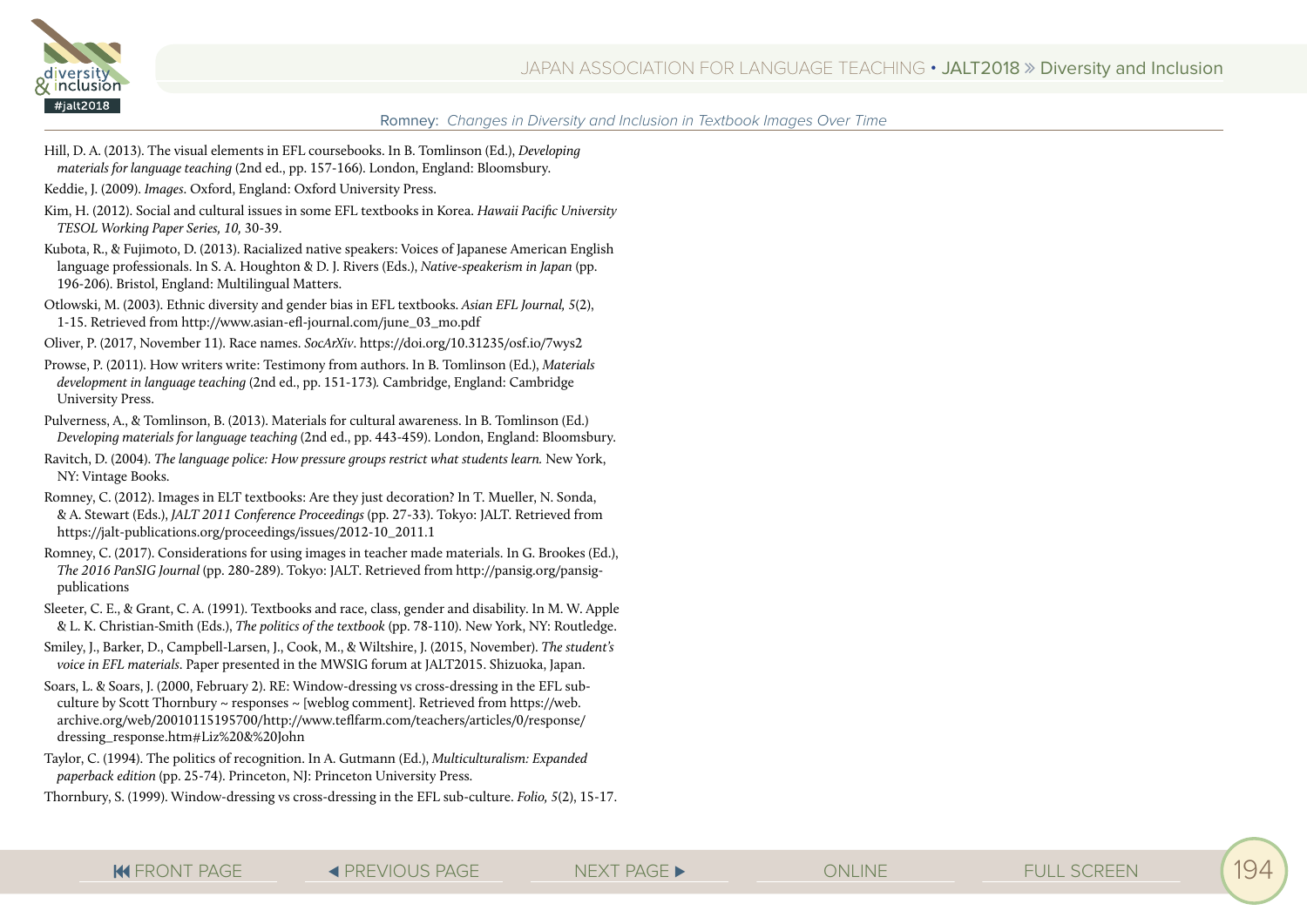Hill, D. A. (2013). The visual elements in EFL coursebooks. In B. Tomlinson (Ed.), *Developing materials for language teaching* (2nd ed., pp. 157-166). London, England: Bloomsbury.

Keddie, J. (2009). *Images*. Oxford, England: Oxford University Press.

Kim, H. (2012). Social and cultural issues in some EFL textbooks in Korea. *Hawaii Pacific University TESOL Working Paper Series, 10,* 30-39.

Kubota, R., & Fujimoto, D. (2013). Racialized native speakers: Voices of Japanese American English language professionals. In S. A. Houghton & D. J. Rivers (Eds.), *Native-speakerism in Japan* (pp. 196-206). Bristol, England: Multilingual Matters.

Otlowski, M. (2003). Ethnic diversity and gender bias in EFL textbooks. *Asian EFL Journal, 5*(2), 1-15. Retrieved from http://www.asian-efl-journal.com/june_03_mo.pdf

Oliver, P. (2017, November 11). Race names. *SocArXiv*. https://doi.org/10.31235/osf.io/7wys2

Prowse, P. (2011). How writers write: Testimony from authors. In B. Tomlinson (Ed.), *Materials development in language teaching* (2nd ed., pp. 151-173). Cambridge, England: Cambridge University Press.

Pulverness, A., & Tomlinson, B. (2013). Materials for cultural awareness. In B. Tomlinson (Ed.) *Developing materials for language teaching* (2nd ed., pp. 443-459). London, England: Bloomsbury.

Ravitch, D. (2004). *The language police: How pressure groups restrict what students learn.* New York, NY: Vintage Books.

Romney, C. (2012). Images in ELT textbooks: Are they just decoration? In T. Mueller, N. Sonda, & A. Stewart (Eds.), *JALT 2011 Conference Proceedings* (pp. 27-33). Tokyo: JALT. Retrieved from https://jalt-publications.org/proceedings/issues/2012-10_2011.1

Romney, C. (2017). Considerations for using images in teacher made materials. In G. Brookes (Ed.), *The 2016 PanSIG Journal* (pp. 280-289). Tokyo: JALT. Retrieved from http://pansig.org/pansig-publications

Sleeter, C. E., & Grant, C. A. (1991). Textbooks and race, class, gender and disability. In M. W. Apple & L. K. Christian-Smith (Eds.), *The politics of the textbook* (pp. 78-110). New York, NY: Routledge.

Smiley, J., Barker, D., Campbell-Larsen, J., Cook, M., & Wiltshire, J. (2015, November). *The student's voice in EFL materials*. Paper presented in the MWSIG forum at JALT2015. Shizuoka, Japan.

Soars, L. & Soars, J. (2000, February 2). RE: Window-dressing vs cross-dressing in the EFL sub-culture by Scott Thornbury ~ responses ~ [weblog comment]. Retrieved from https://web.archive.org/web/20010115195700/http://www.teflfarm.com/teachers/articles/0/response/dressing_response.htm#Liz%20&%20John

Taylor, C. (1994). The politics of recognition. In A. Gutmann (Ed.), *Multiculturalism: Expanded paperback edition* (pp. 25-74). Princeton, NJ: Princeton University Press.

Thornbury, S. (1999). Window-dressing vs cross-dressing in the EFL sub-culture. *Folio, 5*(2), 15-17.